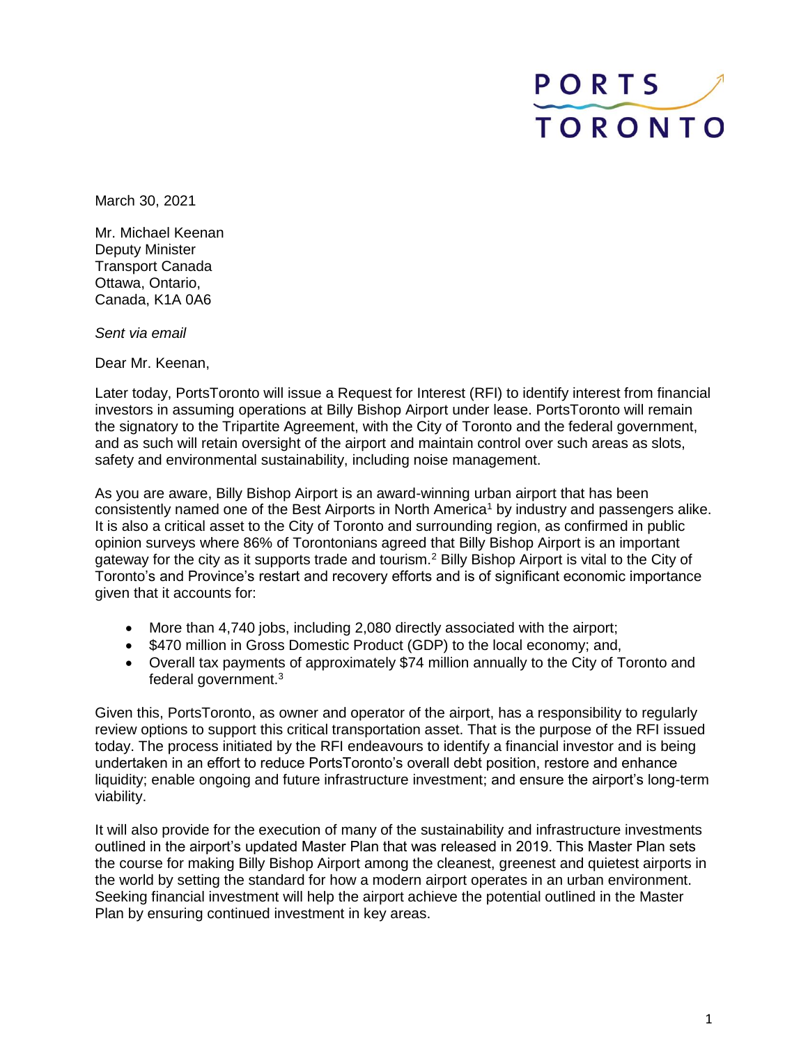PORTS TORONTO

March 30, 2021

Mr. Michael Keenan
Deputy Minister
Transport Canada
Ottawa, Ontario,
Canada, K1A 0A6

*Sent via email*

Dear Mr. Keenan,

Later today, PortsToronto will issue a Request for Interest (RFI) to identify interest from financial investors in assuming operations at Billy Bishop Airport under lease. PortsToronto will remain the signatory to the Tripartite Agreement, with the City of Toronto and the federal government, and as such will retain oversight of the airport and maintain control over such areas as slots, safety and environmental sustainability, including noise management.

As you are aware, Billy Bishop Airport is an award-winning urban airport that has been consistently named one of the Best Airports in North America[1] by industry and passengers alike. It is also a critical asset to the City of Toronto and surrounding region, as confirmed in public opinion surveys where 86% of Torontonians agreed that Billy Bishop Airport is an important gateway for the city as it supports trade and tourism.[2] Billy Bishop Airport is vital to the City of Toronto's and Province's restart and recovery efforts and is of significant economic importance given that it accounts for:

- More than 4,740 jobs, including 2,080 directly associated with the airport;
- $470 million in Gross Domestic Product (GDP) to the local economy; and,
- Overall tax payments of approximately $74 million annually to the City of Toronto and federal government.[3]

Given this, PortsToronto, as owner and operator of the airport, has a responsibility to regularly review options to support this critical transportation asset. That is the purpose of the RFI issued today. The process initiated by the RFI endeavours to identify a financial investor and is being undertaken in an effort to reduce PortsToronto's overall debt position, restore and enhance liquidity; enable ongoing and future infrastructure investment; and ensure the airport's long-term viability.

It will also provide for the execution of many of the sustainability and infrastructure investments outlined in the airport's updated Master Plan that was released in 2019. This Master Plan sets the course for making Billy Bishop Airport among the cleanest, greenest and quietest airports in the world by setting the standard for how a modern airport operates in an urban environment. Seeking financial investment will help the airport achieve the potential outlined in the Master Plan by ensuring continued investment in key areas.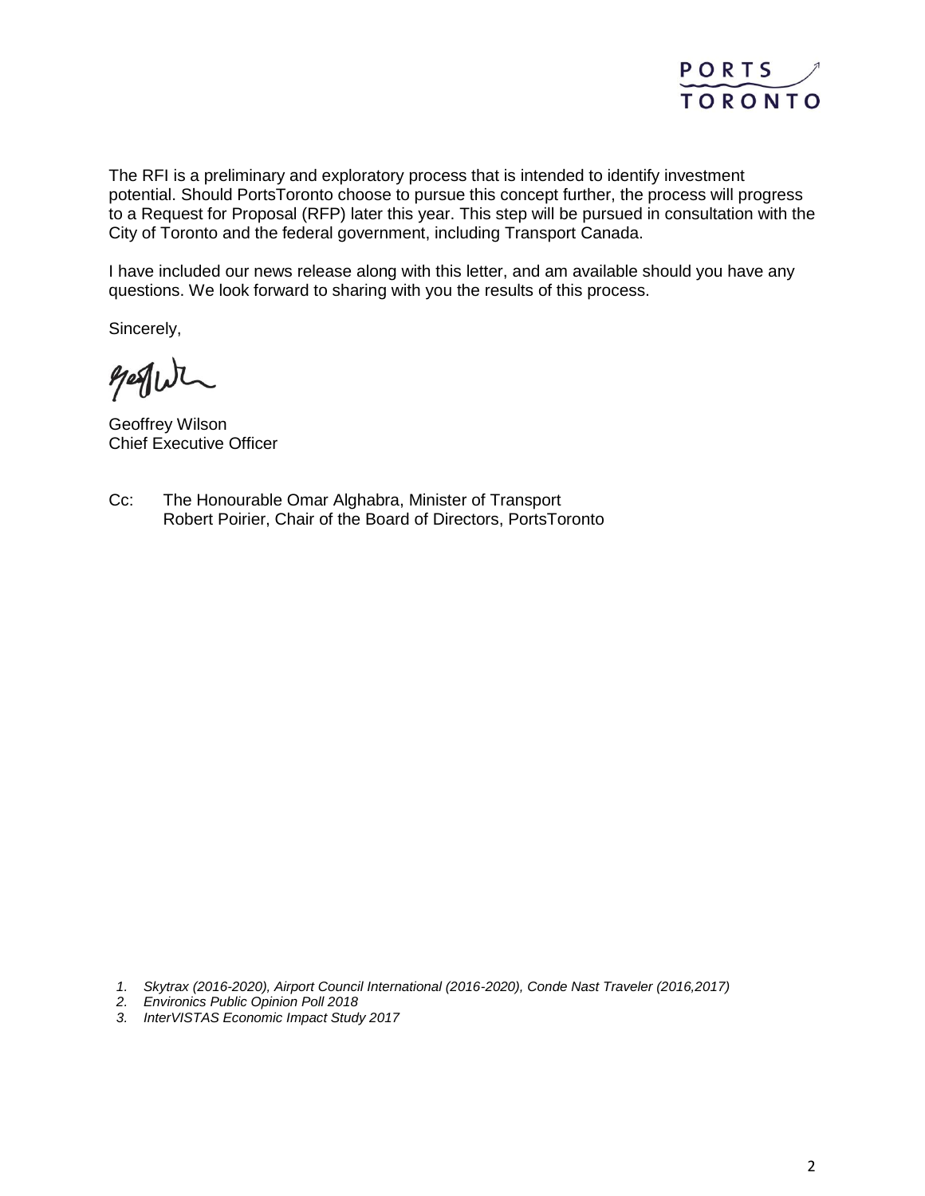The RFI is a preliminary and exploratory process that is intended to identify investment potential. Should PortsToronto choose to pursue this concept further, the process will progress to a Request for Proposal (RFP) later this year. This step will be pursued in consultation with the City of Toronto and the federal government, including Transport Canada.

I have included our news release along with this letter, and am available should you have any questions. We look forward to sharing with you the results of this process.

Sincerely,

Geoffrey Wilson
Chief Executive Officer

Cc: The Honourable Omar Alghabra, Minister of Transport
Robert Poirier, Chair of the Board of Directors, PortsToronto

1. *Skytrax (2016-2020), Airport Council International (2016-2020), Conde Nast Traveler (2016,2017)*
2. *Environics Public Opinion Poll 2018*
3. *InterVISTAS Economic Impact Study 2017*